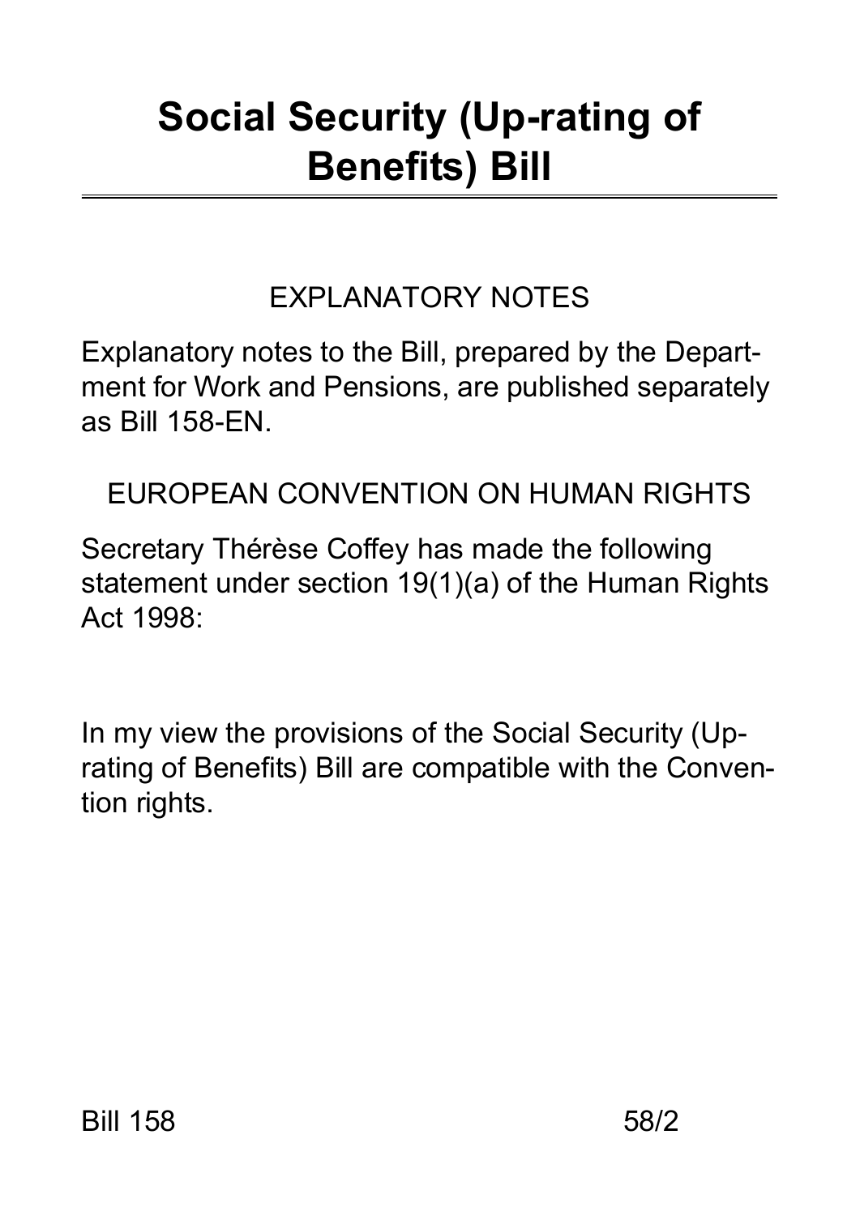# Social Security (Up-rating of Benefits) Bill

## EXPLANATORY NOTES

Explanatory notes to the Bill, prepared by the Department for Work and Pensions, are published separately as Bill 158-EN.

## EUROPEAN CONVENTION ON HUMAN RIGHTS

Secretary Thérèse Coffey has made the following statement under section 19(1)(a) of the Human Rights Act 1998:

In my view the provisions of the Social Security (Up-rating of Benefits) Bill are compatible with the Convention rights.

Bill 158 58/2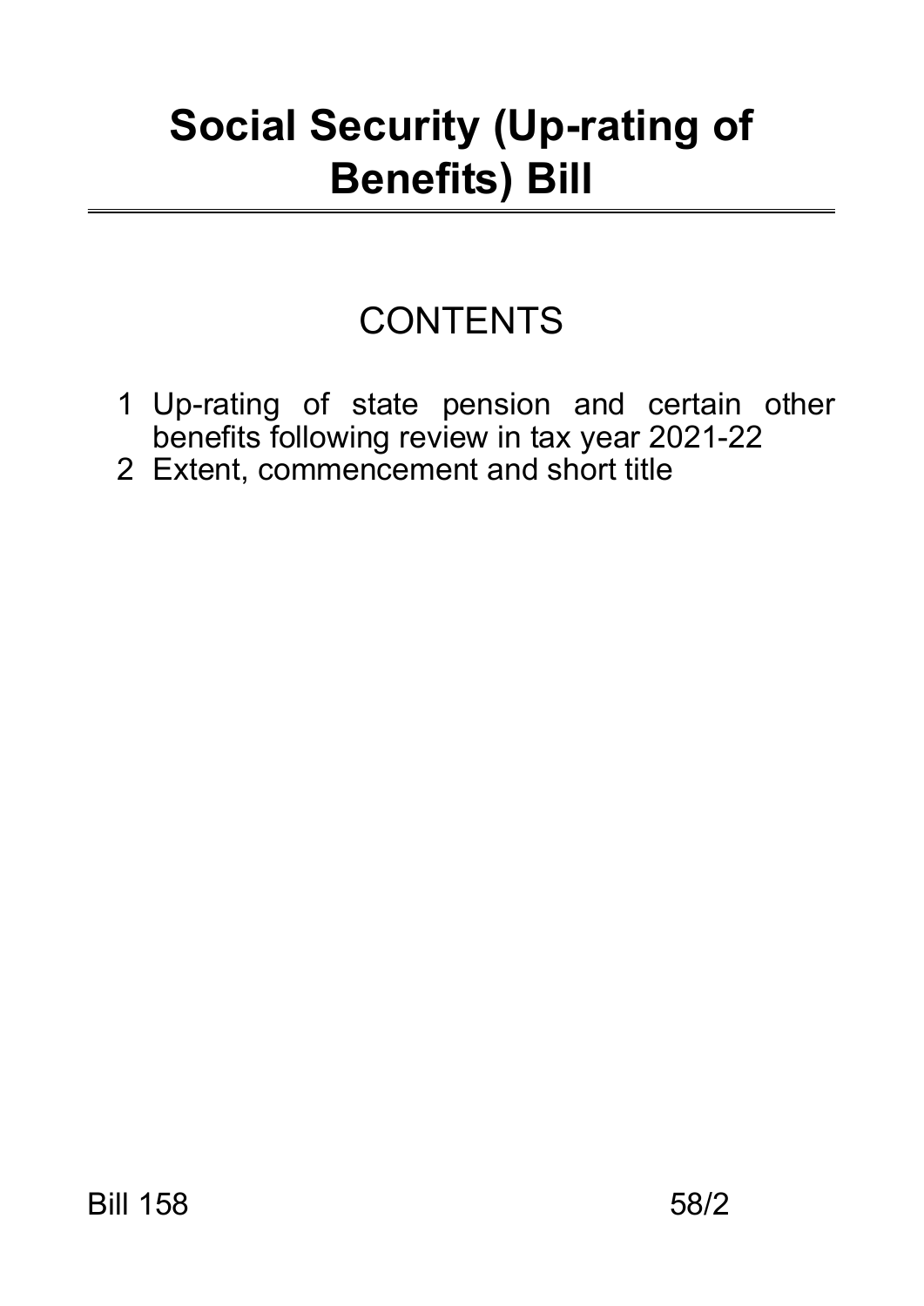# Social Security (Up-rating of Benefits) Bill

## CONTENTS

1 Up-rating of state pension and certain other benefits following review in tax year 2021-22
2 Extent, commencement and short title

Bill 158 58/2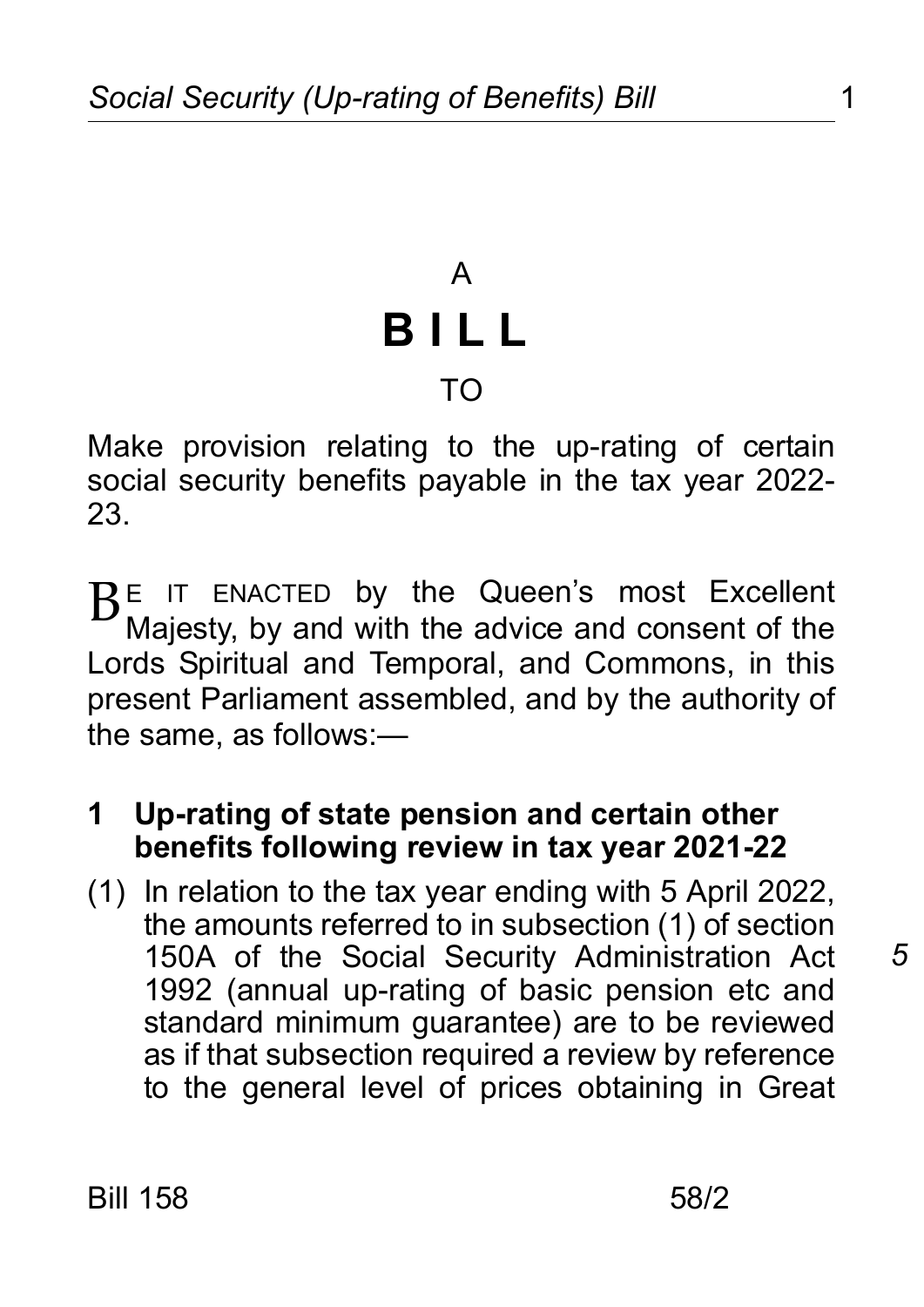A

# BILL

TO

Make provision relating to the up-rating of certain social security benefits payable in the tax year 2022-23.

BE IT ENACTED by the Queen's most Excellent Majesty, by and with the advice and consent of the Lords Spiritual and Temporal, and Commons, in this present Parliament assembled, and by the authority of the same, as follows:—

## 1 Up-rating of state pension and certain other benefits following review in tax year 2021-22

(1) In relation to the tax year ending with 5 April 2022, the amounts referred to in subsection (1) of section 150A of the Social Security Administration Act 1992 (annual up-rating of basic pension etc and standard minimum guarantee) are to be reviewed as if that subsection required a review by reference to the general level of prices obtaining in Great

Bill 158 58/2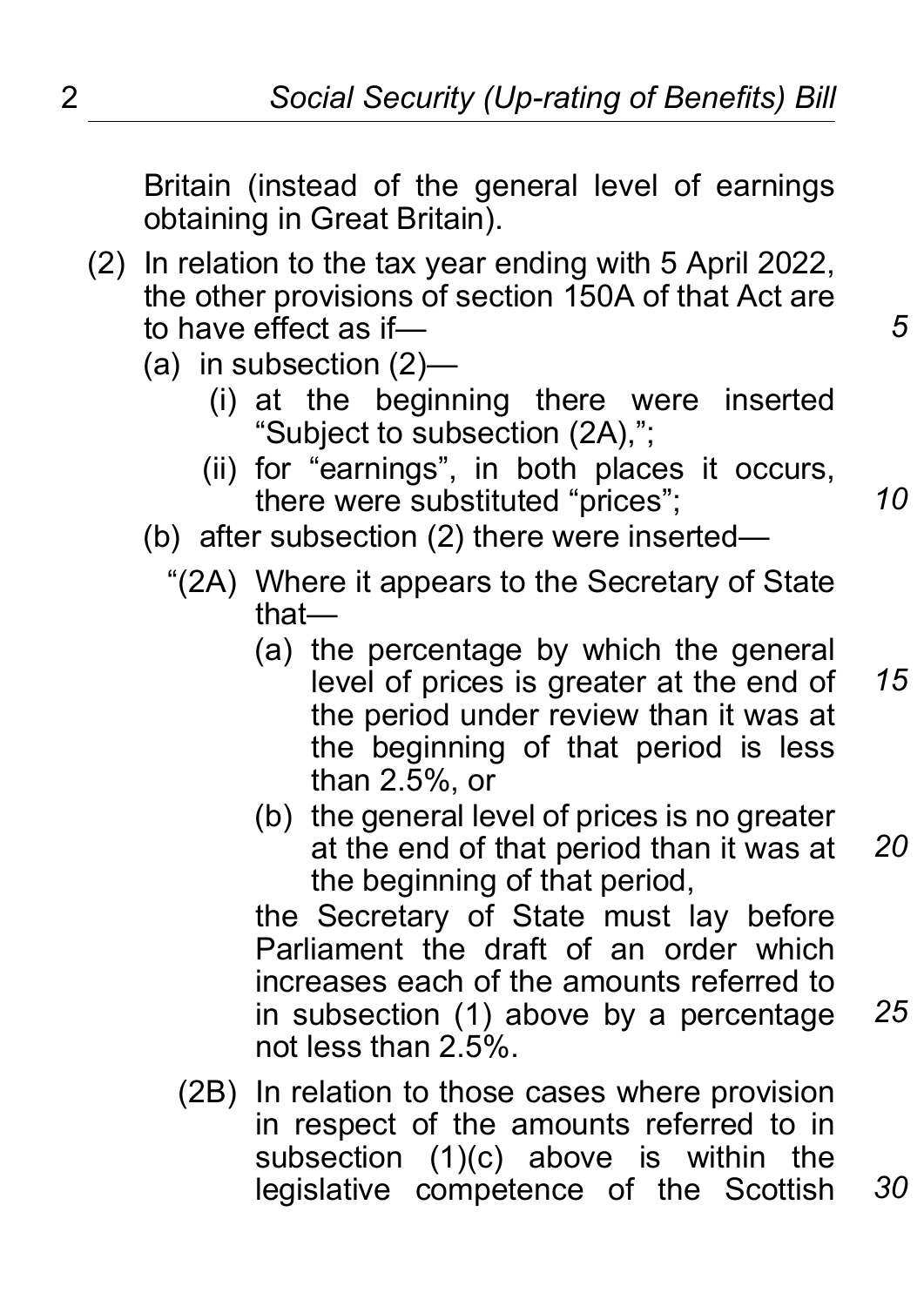Britain (instead of the general level of earnings obtaining in Great Britain).

(2) In relation to the tax year ending with 5 April 2022, the other provisions of section 150A of that Act are to have effect as if—

(a) in subsection (2)—

(i) at the beginning there were inserted "Subject to subsection (2A),";

(ii) for "earnings", in both places it occurs, there were substituted "prices";

(b) after subsection (2) there were inserted—

"(2A) Where it appears to the Secretary of State that—

(a) the percentage by which the general level of prices is greater at the end of the period under review than it was at the beginning of that period is less than 2.5%, or

(b) the general level of prices is no greater at the end of that period than it was at the beginning of that period,

the Secretary of State must lay before Parliament the draft of an order which increases each of the amounts referred to in subsection (1) above by a percentage not less than 2.5%.

(2B) In relation to those cases where provision in respect of the amounts referred to in subsection (1)(c) above is within the legislative competence of the Scottish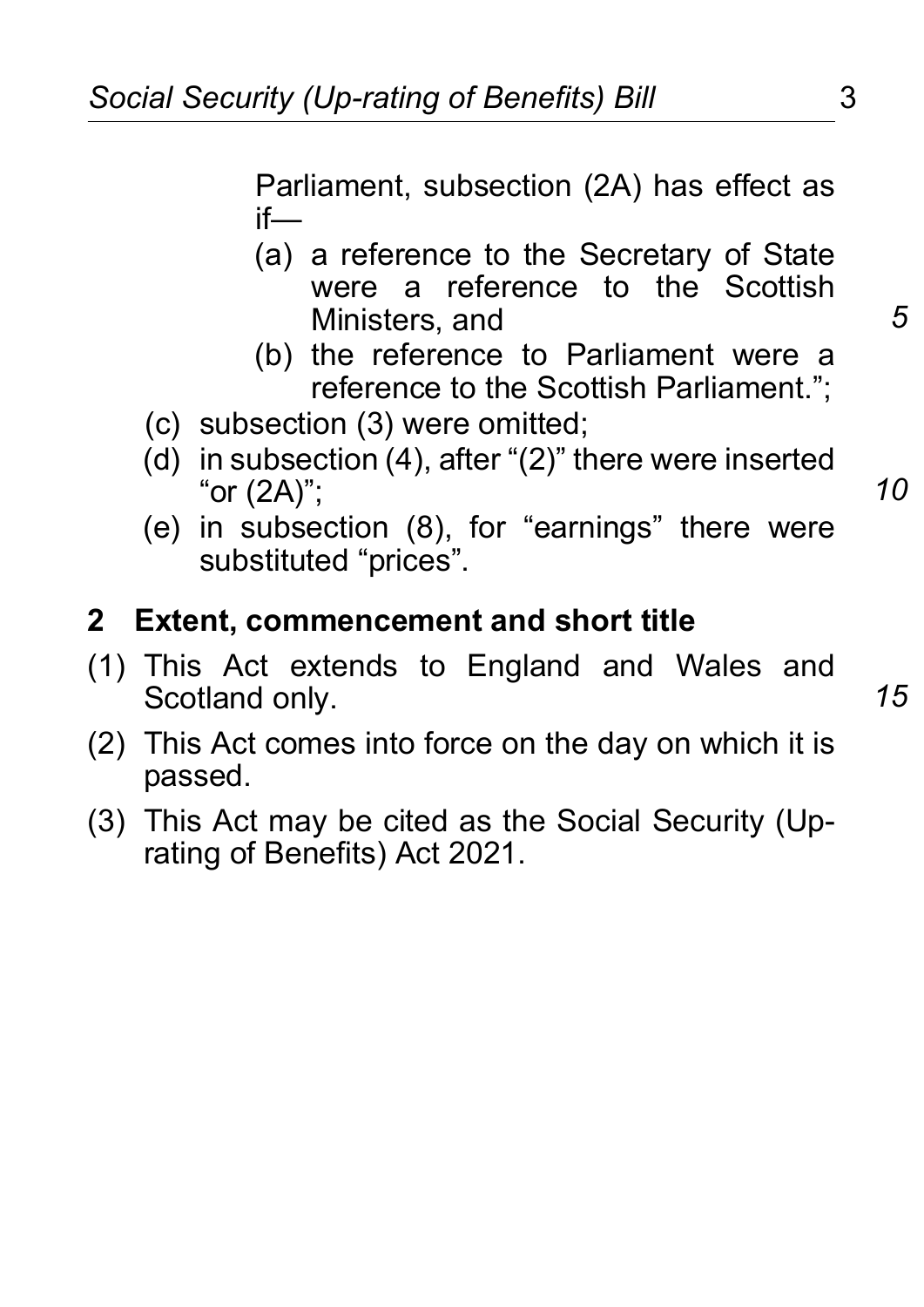Parliament, subsection (2A) has effect as if—

(a) a reference to the Secretary of State were a reference to the Scottish Ministers, and

(b) the reference to Parliament were a reference to the Scottish Parliament.";

(c) subsection (3) were omitted;

(d) in subsection (4), after "(2)" there were inserted "or (2A)";

(e) in subsection (8), for "earnings" there were substituted "prices".

## 2 Extent, commencement and short title

(1) This Act extends to England and Wales and Scotland only.

(2) This Act comes into force on the day on which it is passed.

(3) This Act may be cited as the Social Security (Up-rating of Benefits) Act 2021.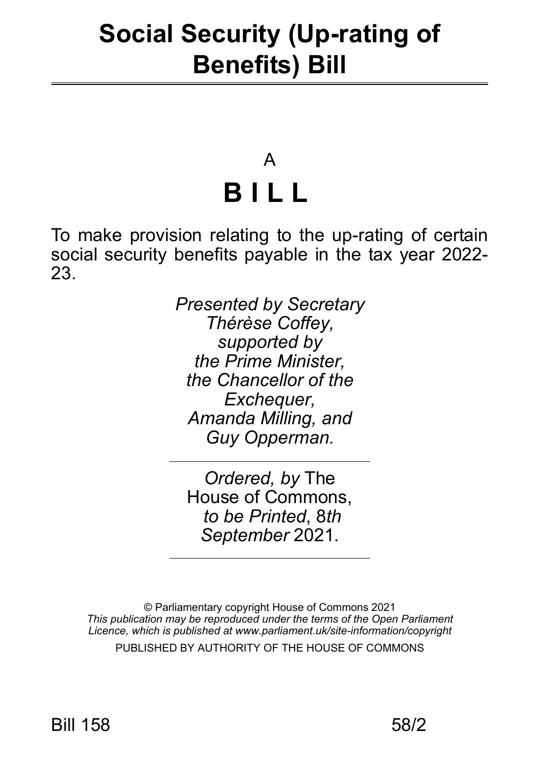# Social Security (Up-rating of Benefits) Bill

A

# B I L L

To make provision relating to the up-rating of certain social security benefits payable in the tax year 2022-23.

*Presented by Secretary Thérèse Coffey, supported by the Prime Minister, the Chancellor of the Exchequer, Amanda Milling, and Guy Opperman.*

---

*Ordered, by* The House of Commons, *to be Printed*, 8*th September* 2021.

---

© Parliamentary copyright House of Commons 2021
*This publication may be reproduced under the terms of the Open Parliament Licence, which is published at www.parliament.uk/site-information/copyright*

PUBLISHED BY AUTHORITY OF THE HOUSE OF COMMONS

Bill 158 58/2